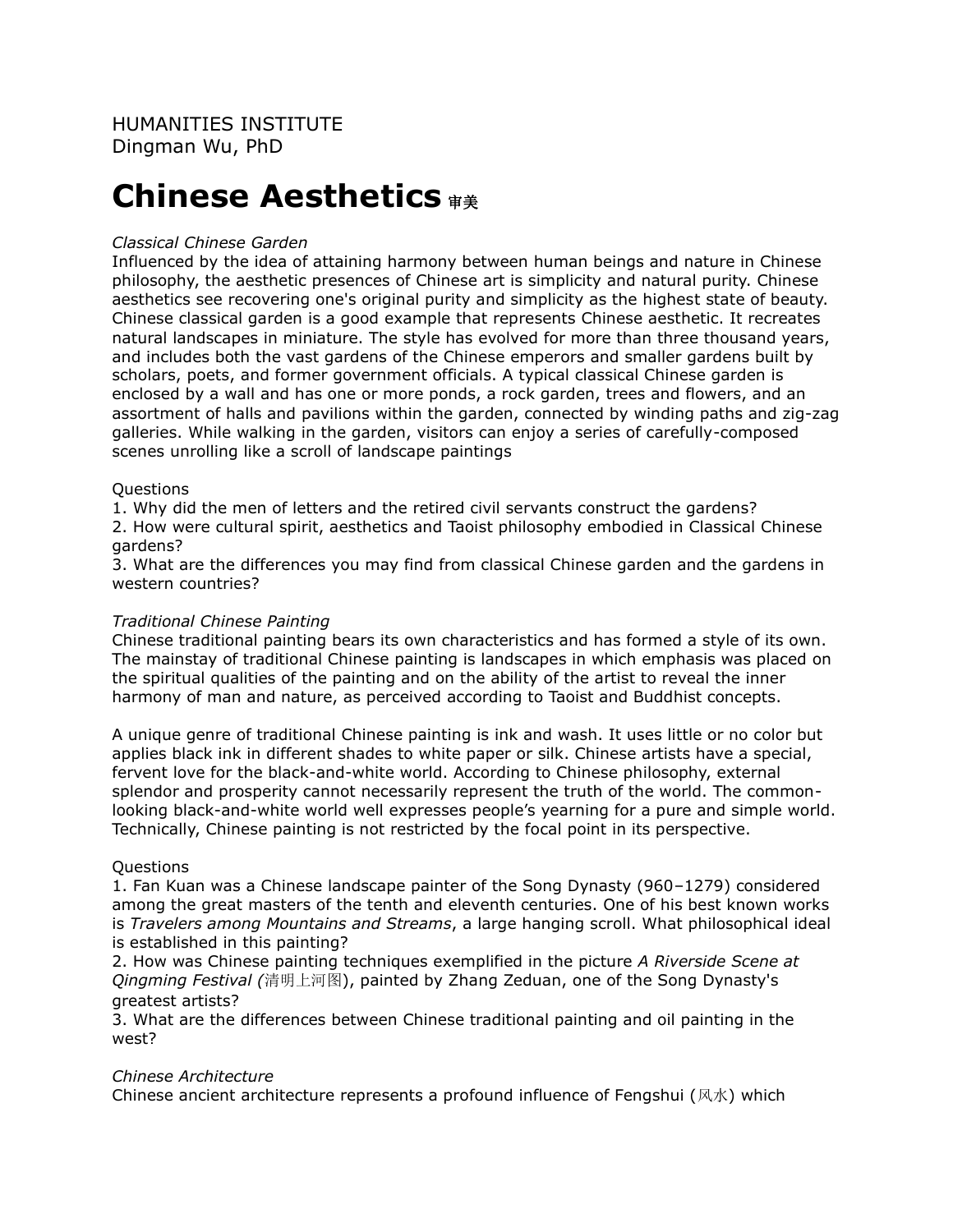HUMANITIES INSTITUTE
Dingman Wu, PhD

# Chinese Aesthetics 审美

*Classical Chinese Garden*
Influenced by the idea of attaining harmony between human beings and nature in Chinese philosophy, the aesthetic presences of Chinese art is simplicity and natural purity. Chinese aesthetics see recovering one's original purity and simplicity as the highest state of beauty. Chinese classical garden is a good example that represents Chinese aesthetic. It recreates natural landscapes in miniature. The style has evolved for more than three thousand years, and includes both the vast gardens of the Chinese emperors and smaller gardens built by scholars, poets, and former government officials. A typical classical Chinese garden is enclosed by a wall and has one or more ponds, a rock garden, trees and flowers, and an assortment of halls and pavilions within the garden, connected by winding paths and zig-zag galleries. While walking in the garden, visitors can enjoy a series of carefully-composed scenes unrolling like a scroll of landscape paintings

Questions
1. Why did the men of letters and the retired civil servants construct the gardens?
2. How were cultural spirit, aesthetics and Taoist philosophy embodied in Classical Chinese gardens?
3. What are the differences you may find from classical Chinese garden and the gardens in western countries?

*Traditional Chinese Painting*
Chinese traditional painting bears its own characteristics and has formed a style of its own. The mainstay of traditional Chinese painting is landscapes in which emphasis was placed on the spiritual qualities of the painting and on the ability of the artist to reveal the inner harmony of man and nature, as perceived according to Taoist and Buddhist concepts.

A unique genre of traditional Chinese painting is ink and wash. It uses little or no color but applies black ink in different shades to white paper or silk. Chinese artists have a special, fervent love for the black-and-white world. According to Chinese philosophy, external splendor and prosperity cannot necessarily represent the truth of the world. The common-looking black-and-white world well expresses people's yearning for a pure and simple world. Technically, Chinese painting is not restricted by the focal point in its perspective.

Questions
1. Fan Kuan was a Chinese landscape painter of the Song Dynasty (960–1279) considered among the great masters of the tenth and eleventh centuries. One of his best known works is *Travelers among Mountains and Streams*, a large hanging scroll. What philosophical ideal is established in this painting?
2. How was Chinese painting techniques exemplified in the picture *A Riverside Scene at Qingming Festival (*清明上河图), painted by Zhang Zeduan, one of the Song Dynasty's greatest artists?
3. What are the differences between Chinese traditional painting and oil painting in the west?

*Chinese Architecture*
Chinese ancient architecture represents a profound influence of Fengshui (风水) which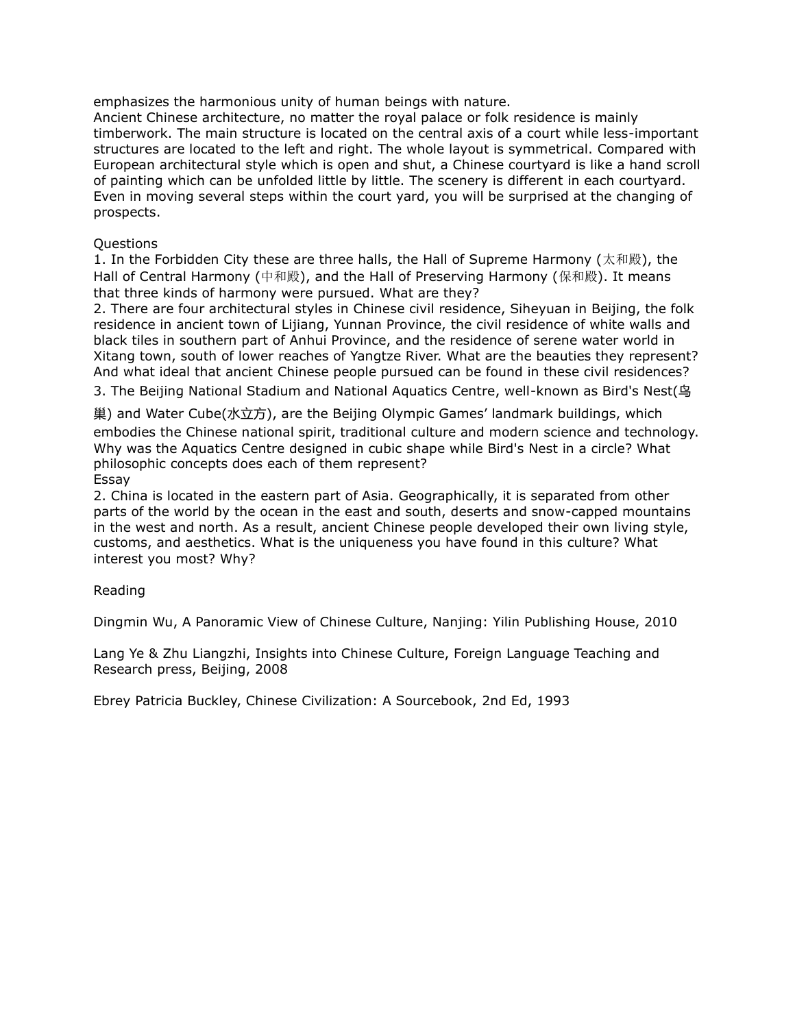emphasizes the harmonious unity of human beings with nature.

Ancient Chinese architecture, no matter the royal palace or folk residence is mainly timberwork. The main structure is located on the central axis of a court while less-important structures are located to the left and right. The whole layout is symmetrical. Compared with European architectural style which is open and shut, a Chinese courtyard is like a hand scroll of painting which can be unfolded little by little. The scenery is different in each courtyard. Even in moving several steps within the court yard, you will be surprised at the changing of prospects.

Questions

1. In the Forbidden City these are three halls, the Hall of Supreme Harmony (太和殿), the Hall of Central Harmony (中和殿), and the Hall of Preserving Harmony (保和殿). It means that three kinds of harmony were pursued. What are they?
2. There are four architectural styles in Chinese civil residence, Siheyuan in Beijing, the folk residence in ancient town of Lijiang, Yunnan Province, the civil residence of white walls and black tiles in southern part of Anhui Province, and the residence of serene water world in Xitang town, south of lower reaches of Yangtze River. What are the beauties they represent? And what ideal that ancient Chinese people pursued can be found in these civil residences?
3. The Beijing National Stadium and National Aquatics Centre, well-known as Bird's Nest(鸟巢) and Water Cube(水立方), are the Beijing Olympic Games' landmark buildings, which embodies the Chinese national spirit, traditional culture and modern science and technology. Why was the Aquatics Centre designed in cubic shape while Bird's Nest in a circle? What philosophic concepts does each of them represent?

Essay

2. China is located in the eastern part of Asia. Geographically, it is separated from other parts of the world by the ocean in the east and south, deserts and snow-capped mountains in the west and north. As a result, ancient Chinese people developed their own living style, customs, and aesthetics. What is the uniqueness you have found in this culture? What interest you most? Why?

Reading

Dingmin Wu, A Panoramic View of Chinese Culture, Nanjing: Yilin Publishing House, 2010

Lang Ye & Zhu Liangzhi, Insights into Chinese Culture, Foreign Language Teaching and Research press, Beijing, 2008

Ebrey Patricia Buckley, Chinese Civilization: A Sourcebook, 2nd Ed, 1993